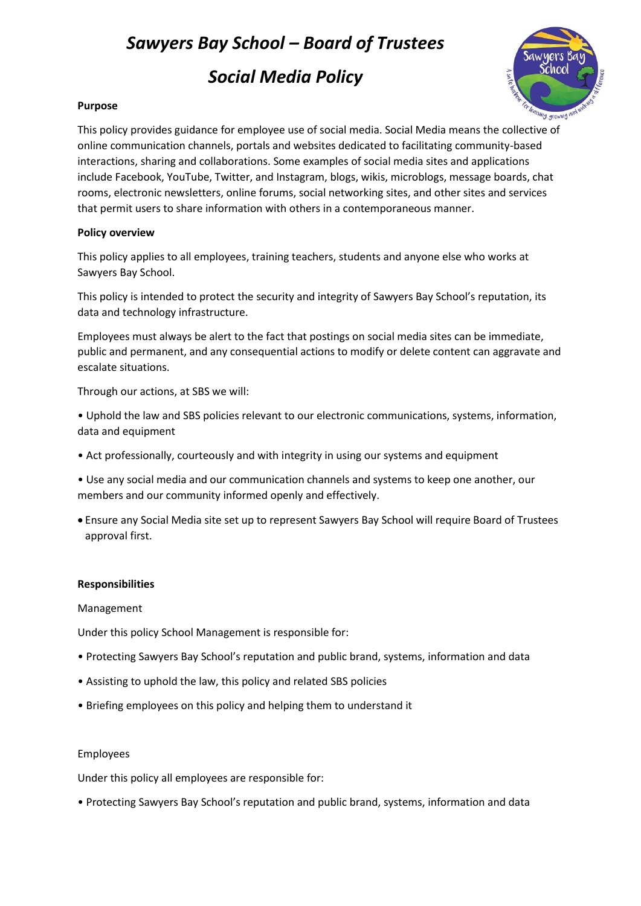# *Sawyers Bay School – Board of Trustees*

# *Social Media Policy*

**Purpose**

This policy provides guidance for employee use of social media. Social Media means the collective of online communication channels, portals and websites dedicated to facilitating community-based interactions, sharing and collaborations. Some examples of social media sites and applications include Facebook, YouTube, Twitter, and Instagram, blogs, wikis, microblogs, message boards, chat rooms, electronic newsletters, online forums, social networking sites, and other sites and services that permit users to share information with others in a contemporaneous manner.

**Policy overview**

This policy applies to all employees, training teachers, students and anyone else who works at Sawyers Bay School.

This policy is intended to protect the security and integrity of Sawyers Bay School's reputation, its data and technology infrastructure.

Employees must always be alert to the fact that postings on social media sites can be immediate, public and permanent, and any consequential actions to modify or delete content can aggravate and escalate situations.

Through our actions, at SBS we will:

- Uphold the law and SBS policies relevant to our electronic communications, systems, information, data and equipment
- Act professionally, courteously and with integrity in using our systems and equipment
- Use any social media and our communication channels and systems to keep one another, our members and our community informed openly and effectively.
- Ensure any Social Media site set up to represent Sawyers Bay School will require Board of Trustees approval first.

**Responsibilities**

Management

Under this policy School Management is responsible for:

- Protecting Sawyers Bay School's reputation and public brand, systems, information and data
- Assisting to uphold the law, this policy and related SBS policies
- Briefing employees on this policy and helping them to understand it

Employees

Under this policy all employees are responsible for:

- Protecting Sawyers Bay School's reputation and public brand, systems, information and data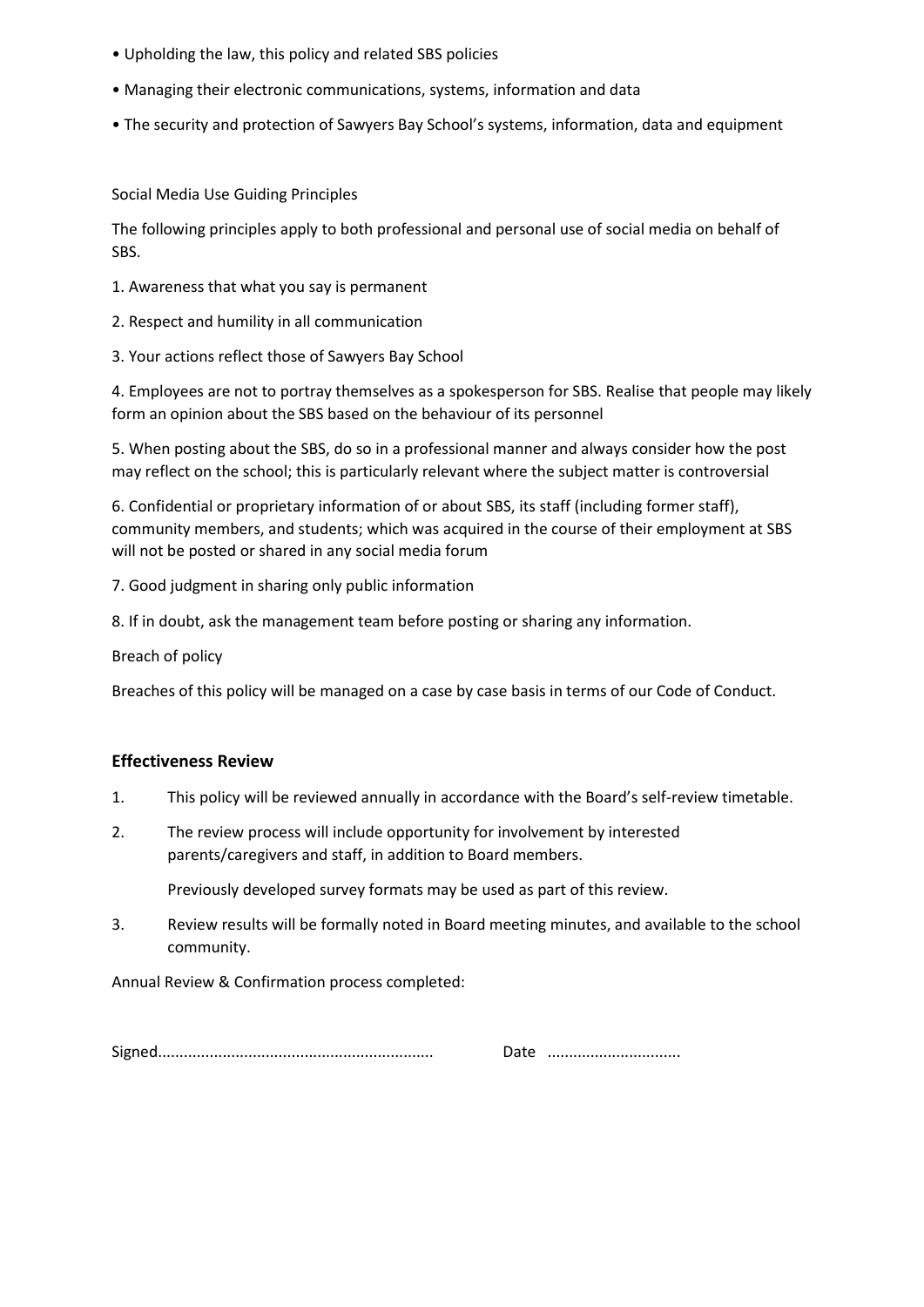- Upholding the law, this policy and related SBS policies
- Managing their electronic communications, systems, information and data
- The security and protection of Sawyers Bay School's systems, information, data and equipment

Social Media Use Guiding Principles

The following principles apply to both professional and personal use of social media on behalf of SBS.

1. Awareness that what you say is permanent
2. Respect and humility in all communication
3. Your actions reflect those of Sawyers Bay School
4. Employees are not to portray themselves as a spokesperson for SBS. Realise that people may likely form an opinion about the SBS based on the behaviour of its personnel
5. When posting about the SBS, do so in a professional manner and always consider how the post may reflect on the school; this is particularly relevant where the subject matter is controversial
6. Confidential or proprietary information of or about SBS, its staff (including former staff), community members, and students; which was acquired in the course of their employment at SBS will not be posted or shared in any social media forum
7. Good judgment in sharing only public information
8. If in doubt, ask the management team before posting or sharing any information.

Breach of policy

Breaches of this policy will be managed on a case by case basis in terms of our Code of Conduct.

### Effectiveness Review

1. This policy will be reviewed annually in accordance with the Board's self-review timetable.
2. The review process will include opportunity for involvement by interested parents/caregivers and staff, in addition to Board members.

   Previously developed survey formats may be used as part of this review.
3. Review results will be formally noted in Board meeting minutes, and available to the school community.

Annual Review & Confirmation process completed:

Signed............................................................... Date ..............................